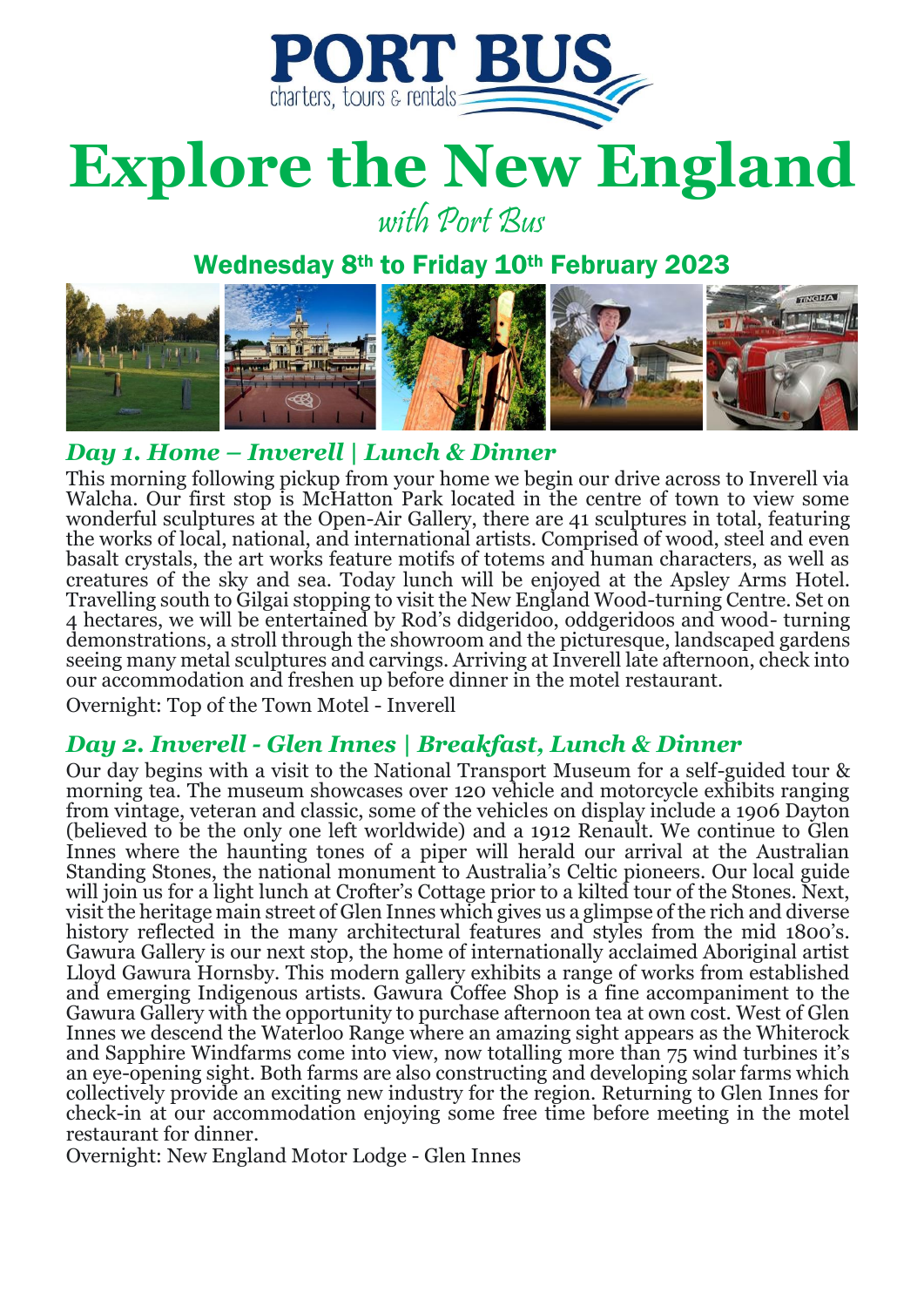PORT BUS

charters, tours & rentals

# Explore the New England

*with Port Bus*

## Wednesday 8th to Friday 10th February 2023

### *Day 1. Home – Inverell | Lunch & Dinner*

This morning following pickup from your home we begin our drive across to Inverell via Walcha. Our first stop is McHatton Park located in the centre of town to view some wonderful sculptures at the Open-Air Gallery, there are 41 sculptures in total, featuring the works of local, national, and international artists. Comprised of wood, steel and even basalt crystals, the art works feature motifs of totems and human characters, as well as creatures of the sky and sea. Today lunch will be enjoyed at the Apsley Arms Hotel. Travelling south to Gilgai stopping to visit the New England Wood-turning Centre. Set on 4 hectares, we will be entertained by Rod's didgeridoo, oddgeridoos and wood- turning demonstrations, a stroll through the showroom and the picturesque, landscaped gardens seeing many metal sculptures and carvings. Arriving at Inverell late afternoon, check into our accommodation and freshen up before dinner in the motel restaurant.

Overnight: Top of the Town Motel - Inverell

### *Day 2. Inverell - Glen Innes | Breakfast, Lunch & Dinner*

Our day begins with a visit to the National Transport Museum for a self-guided tour & morning tea. The museum showcases over 120 vehicle and motorcycle exhibits ranging from vintage, veteran and classic, some of the vehicles on display include a 1906 Dayton (believed to be the only one left worldwide) and a 1912 Renault. We continue to Glen Innes where the haunting tones of a piper will herald our arrival at the Australian Standing Stones, the national monument to Australia's Celtic pioneers. Our local guide will join us for a light lunch at Crofter's Cottage prior to a kilted tour of the Stones. Next, visit the heritage main street of Glen Innes which gives us a glimpse of the rich and diverse history reflected in the many architectural features and styles from the mid 1800's. Gawura Gallery is our next stop, the home of internationally acclaimed Aboriginal artist Lloyd Gawura Hornsby. This modern gallery exhibits a range of works from established and emerging Indigenous artists. Gawura Coffee Shop is a fine accompaniment to the Gawura Gallery with the opportunity to purchase afternoon tea at own cost. West of Glen Innes we descend the Waterloo Range where an amazing sight appears as the Whiterock and Sapphire Windfarms come into view, now totalling more than 75 wind turbines it's an eye-opening sight. Both farms are also constructing and developing solar farms which collectively provide an exciting new industry for the region. Returning to Glen Innes for check-in at our accommodation enjoying some free time before meeting in the motel restaurant for dinner.

Overnight: New England Motor Lodge - Glen Innes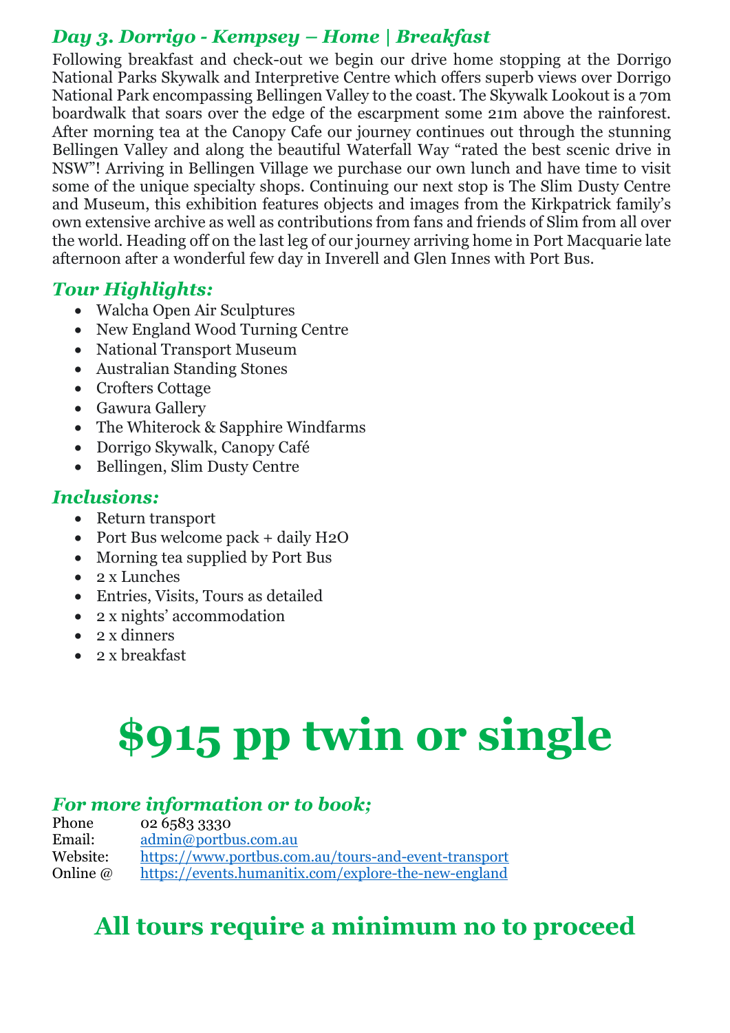## *Day 3. Dorrigo - Kempsey – Home | Breakfast*

Following breakfast and check-out we begin our drive home stopping at the Dorrigo National Parks Skywalk and Interpretive Centre which offers superb views over Dorrigo National Park encompassing Bellingen Valley to the coast. The Skywalk Lookout is a 70m boardwalk that soars over the edge of the escarpment some 21m above the rainforest. After morning tea at the Canopy Cafe our journey continues out through the stunning Bellingen Valley and along the beautiful Waterfall Way "rated the best scenic drive in NSW"! Arriving in Bellingen Village we purchase our own lunch and have time to visit some of the unique specialty shops. Continuing our next stop is The Slim Dusty Centre and Museum, this exhibition features objects and images from the Kirkpatrick family's own extensive archive as well as contributions from fans and friends of Slim from all over the world. Heading off on the last leg of our journey arriving home in Port Macquarie late afternoon after a wonderful few day in Inverell and Glen Innes with Port Bus.

## *Tour Highlights:*

- Walcha Open Air Sculptures
- New England Wood Turning Centre
- National Transport Museum
- Australian Standing Stones
- Crofters Cottage
- Gawura Gallery
- The Whiterock & Sapphire Windfarms
- Dorrigo Skywalk, Canopy Café
- Bellingen, Slim Dusty Centre

## *Inclusions:*

- Return transport
- Port Bus welcome pack + daily H2O
- Morning tea supplied by Port Bus
- 2 x Lunches
- Entries, Visits, Tours as detailed
- 2 x nights' accommodation
- 2 x dinners
- 2 x breakfast

# $915 pp twin or single

## *For more information or to book;*

Phone 02 6583 3330
Email: admin@portbus.com.au
Website: https://www.portbus.com.au/tours-and-event-transport
Online @ https://events.humanitix.com/explore-the-new-england

## All tours require a minimum no to proceed